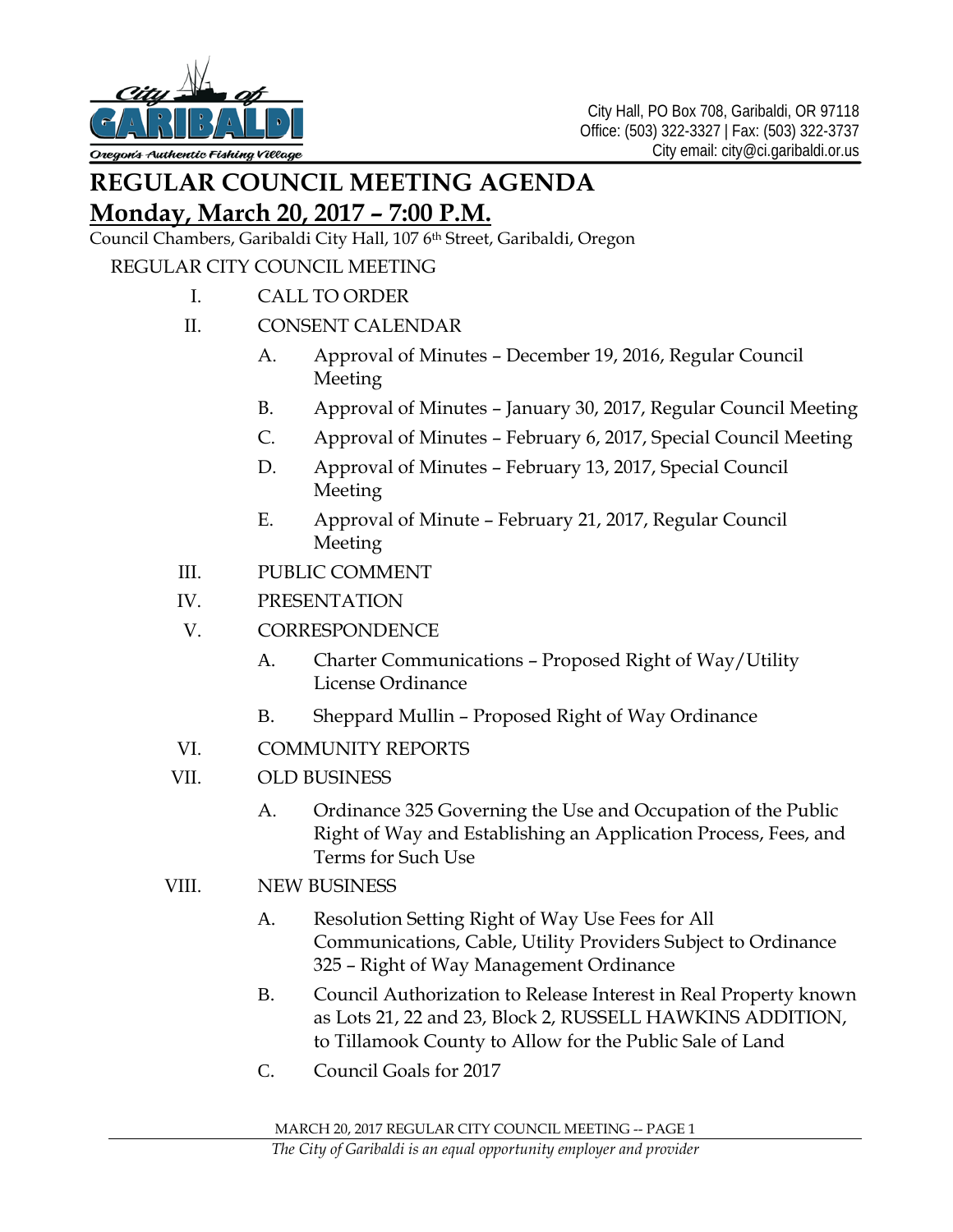City Hall, PO Box 708, Garibaldi, OR 97118
Office: (503) 322-3327 | Fax: (503) 322-3737
City email: city@ci.garibaldi.or.us

# REGULAR COUNCIL MEETING AGENDA

## Monday, March 20, 2017 – 7:00 P.M.

Council Chambers, Garibaldi City Hall, 107 6th Street, Garibaldi, Oregon

REGULAR CITY COUNCIL MEETING

I. CALL TO ORDER

II. CONSENT CALENDAR

- A. Approval of Minutes – December 19, 2016, Regular Council Meeting
- B. Approval of Minutes – January 30, 2017, Regular Council Meeting
- C. Approval of Minutes – February 6, 2017, Special Council Meeting
- D. Approval of Minutes – February 13, 2017, Special Council Meeting
- E. Approval of Minute – February 21, 2017, Regular Council Meeting

III. PUBLIC COMMENT

IV. PRESENTATION

V. CORRESPONDENCE

- A. Charter Communications – Proposed Right of Way/Utility License Ordinance
- B. Sheppard Mullin – Proposed Right of Way Ordinance

VI. COMMUNITY REPORTS

VII. OLD BUSINESS

- A. Ordinance 325 Governing the Use and Occupation of the Public Right of Way and Establishing an Application Process, Fees, and Terms for Such Use

VIII. NEW BUSINESS

- A. Resolution Setting Right of Way Use Fees for All Communications, Cable, Utility Providers Subject to Ordinance 325 – Right of Way Management Ordinance
- B. Council Authorization to Release Interest in Real Property known as Lots 21, 22 and 23, Block 2, RUSSELL HAWKINS ADDITION, to Tillamook County to Allow for the Public Sale of Land
- C. Council Goals for 2017

*The City of Garibaldi is an equal opportunity employer and provider*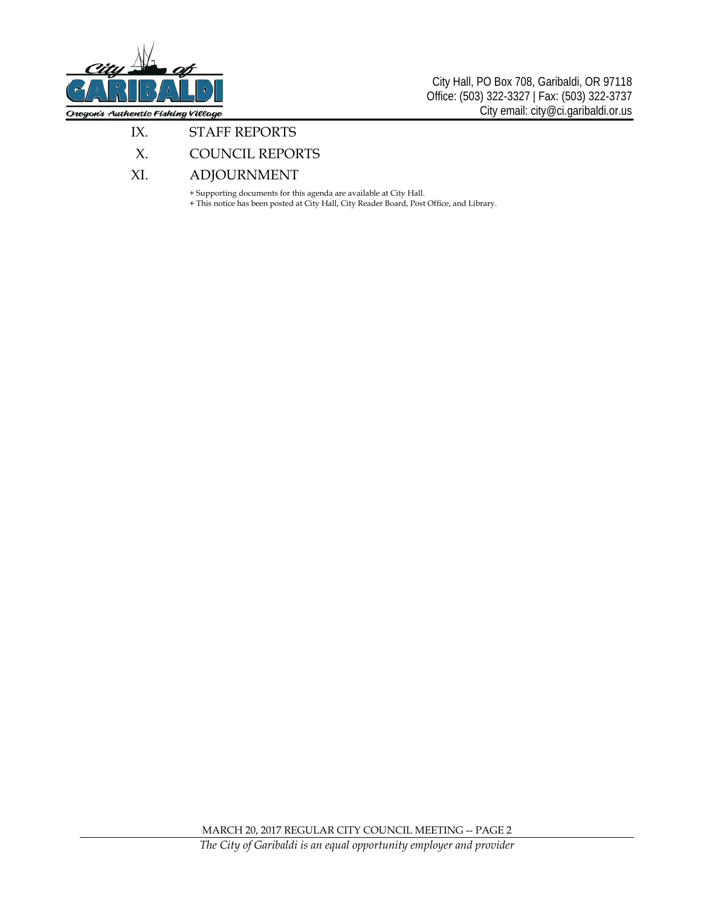IX. STAFF REPORTS

X. COUNCIL REPORTS

XI. ADJOURNMENT

+ Supporting documents for this agenda are available at City Hall.
+ This notice has been posted at City Hall, City Reader Board, Post Office, and Library.